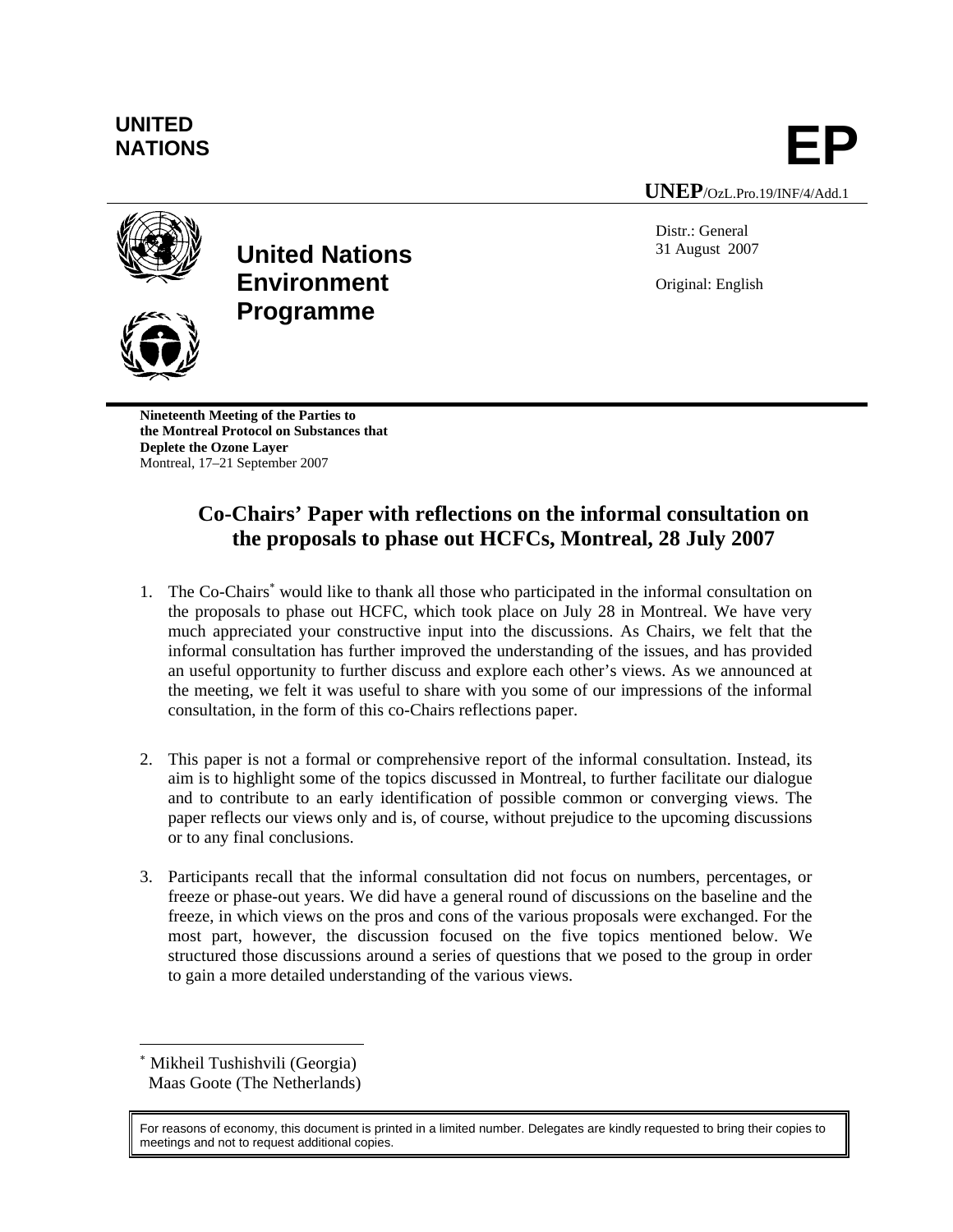UNITED NATIONS

# EP

UNEP/OzL.Pro.19/INF/4/Add.1

**United Nations Environment Programme**

Distr.: General
31 August 2007

Original: English

**Nineteenth Meeting of the Parties to the Montreal Protocol on Substances that Deplete the Ozone Layer**
Montreal, 17–21 September 2007

## Co-Chairs' Paper with reflections on the informal consultation on the proposals to phase out HCFCs, Montreal, 28 July 2007

1. The Co-Chairs[*] would like to thank all those who participated in the informal consultation on the proposals to phase out HCFC, which took place on July 28 in Montreal. We have very much appreciated your constructive input into the discussions. As Chairs, we felt that the informal consultation has further improved the understanding of the issues, and has provided an useful opportunity to further discuss and explore each other's views. As we announced at the meeting, we felt it was useful to share with you some of our impressions of the informal consultation, in the form of this co-Chairs reflections paper.

2. This paper is not a formal or comprehensive report of the informal consultation. Instead, its aim is to highlight some of the topics discussed in Montreal, to further facilitate our dialogue and to contribute to an early identification of possible common or converging views. The paper reflects our views only and is, of course, without prejudice to the upcoming discussions or to any final conclusions.

3. Participants recall that the informal consultation did not focus on numbers, percentages, or freeze or phase-out years. We did have a general round of discussions on the baseline and the freeze, in which views on the pros and cons of the various proposals were exchanged. For the most part, however, the discussion focused on the five topics mentioned below. We structured those discussions around a series of questions that we posed to the group in order to gain a more detailed understanding of the various views.

[*] Mikheil Tushishvili (Georgia)
Maas Goote (The Netherlands)

For reasons of economy, this document is printed in a limited number. Delegates are kindly requested to bring their copies to meetings and not to request additional copies.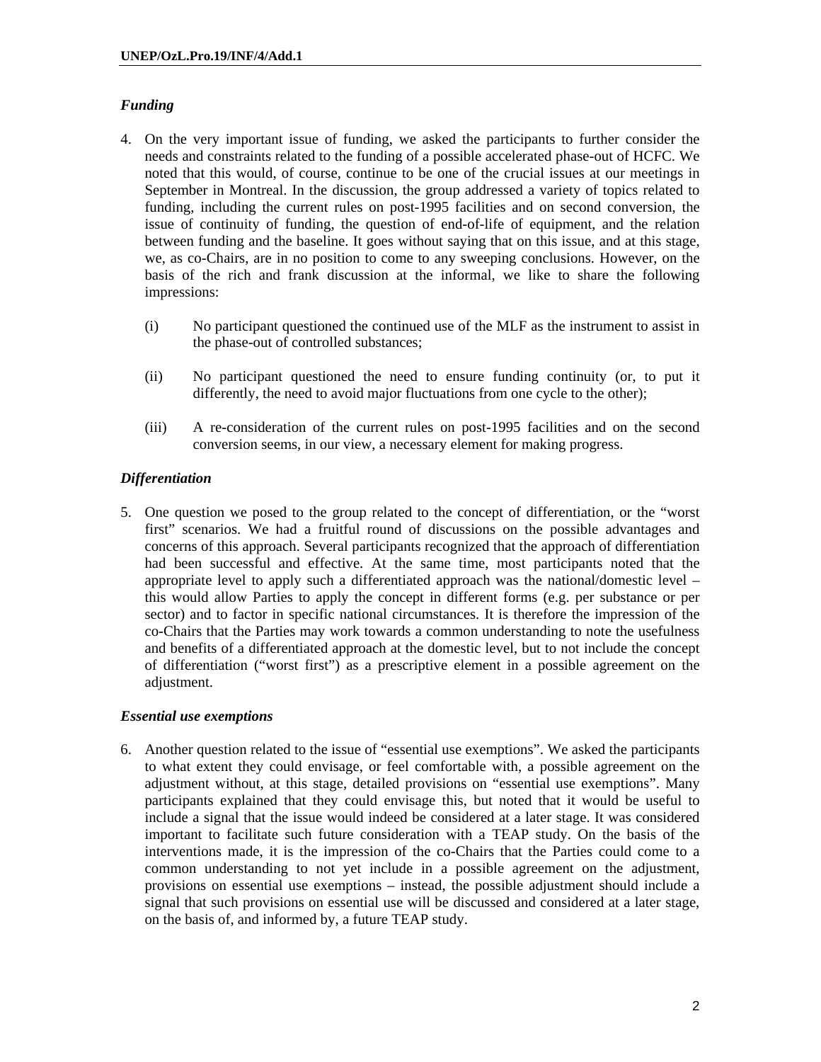*Funding*

4. On the very important issue of funding, we asked the participants to further consider the needs and constraints related to the funding of a possible accelerated phase-out of HCFC. We noted that this would, of course, continue to be one of the crucial issues at our meetings in September in Montreal. In the discussion, the group addressed a variety of topics related to funding, including the current rules on post-1995 facilities and on second conversion, the issue of continuity of funding, the question of end-of-life of equipment, and the relation between funding and the baseline. It goes without saying that on this issue, and at this stage, we, as co-Chairs, are in no position to come to any sweeping conclusions. However, on the basis of the rich and frank discussion at the informal, we like to share the following impressions:

   (i) No participant questioned the continued use of the MLF as the instrument to assist in the phase-out of controlled substances;

   (ii) No participant questioned the need to ensure funding continuity (or, to put it differently, the need to avoid major fluctuations from one cycle to the other);

   (iii) A re-consideration of the current rules on post-1995 facilities and on the second conversion seems, in our view, a necessary element for making progress.

*Differentiation*

5. One question we posed to the group related to the concept of differentiation, or the "worst first" scenarios. We had a fruitful round of discussions on the possible advantages and concerns of this approach. Several participants recognized that the approach of differentiation had been successful and effective. At the same time, most participants noted that the appropriate level to apply such a differentiated approach was the national/domestic level – this would allow Parties to apply the concept in different forms (e.g. per substance or per sector) and to factor in specific national circumstances. It is therefore the impression of the co-Chairs that the Parties may work towards a common understanding to note the usefulness and benefits of a differentiated approach at the domestic level, but to not include the concept of differentiation ("worst first") as a prescriptive element in a possible agreement on the adjustment.

*Essential use exemptions*

6. Another question related to the issue of "essential use exemptions". We asked the participants to what extent they could envisage, or feel comfortable with, a possible agreement on the adjustment without, at this stage, detailed provisions on "essential use exemptions". Many participants explained that they could envisage this, but noted that it would be useful to include a signal that the issue would indeed be considered at a later stage. It was considered important to facilitate such future consideration with a TEAP study. On the basis of the interventions made, it is the impression of the co-Chairs that the Parties could come to a common understanding to not yet include in a possible agreement on the adjustment, provisions on essential use exemptions – instead, the possible adjustment should include a signal that such provisions on essential use will be discussed and considered at a later stage, on the basis of, and informed by, a future TEAP study.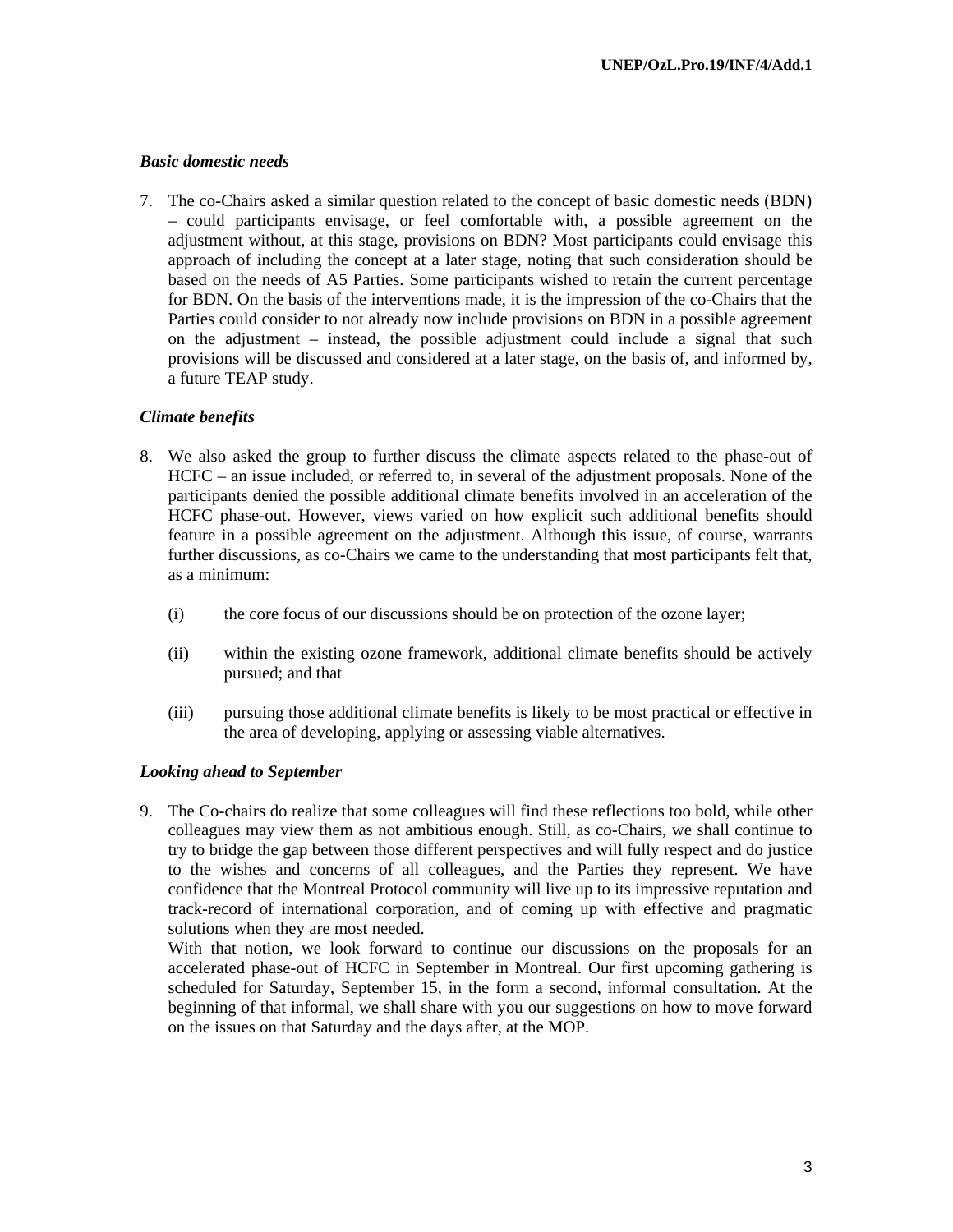### *Basic domestic needs*

7. The co-Chairs asked a similar question related to the concept of basic domestic needs (BDN) – could participants envisage, or feel comfortable with, a possible agreement on the adjustment without, at this stage, provisions on BDN? Most participants could envisage this approach of including the concept at a later stage, noting that such consideration should be based on the needs of A5 Parties. Some participants wished to retain the current percentage for BDN. On the basis of the interventions made, it is the impression of the co-Chairs that the Parties could consider to not already now include provisions on BDN in a possible agreement on the adjustment – instead, the possible adjustment could include a signal that such provisions will be discussed and considered at a later stage, on the basis of, and informed by, a future TEAP study.

### *Climate benefits*

8. We also asked the group to further discuss the climate aspects related to the phase-out of HCFC – an issue included, or referred to, in several of the adjustment proposals. None of the participants denied the possible additional climate benefits involved in an acceleration of the HCFC phase-out. However, views varied on how explicit such additional benefits should feature in a possible agreement on the adjustment. Although this issue, of course, warrants further discussions, as co-Chairs we came to the understanding that most participants felt that, as a minimum:

    (i) the core focus of our discussions should be on protection of the ozone layer;

    (ii) within the existing ozone framework, additional climate benefits should be actively pursued; and that

    (iii) pursuing those additional climate benefits is likely to be most practical or effective in the area of developing, applying or assessing viable alternatives.

### *Looking ahead to September*

9. The Co-chairs do realize that some colleagues will find these reflections too bold, while other colleagues may view them as not ambitious enough. Still, as co-Chairs, we shall continue to try to bridge the gap between those different perspectives and will fully respect and do justice to the wishes and concerns of all colleagues, and the Parties they represent. We have confidence that the Montreal Protocol community will live up to its impressive reputation and track-record of international corporation, and of coming up with effective and pragmatic solutions when they are most needed.

   With that notion, we look forward to continue our discussions on the proposals for an accelerated phase-out of HCFC in September in Montreal. Our first upcoming gathering is scheduled for Saturday, September 15, in the form a second, informal consultation. At the beginning of that informal, we shall share with you our suggestions on how to move forward on the issues on that Saturday and the days after, at the MOP.